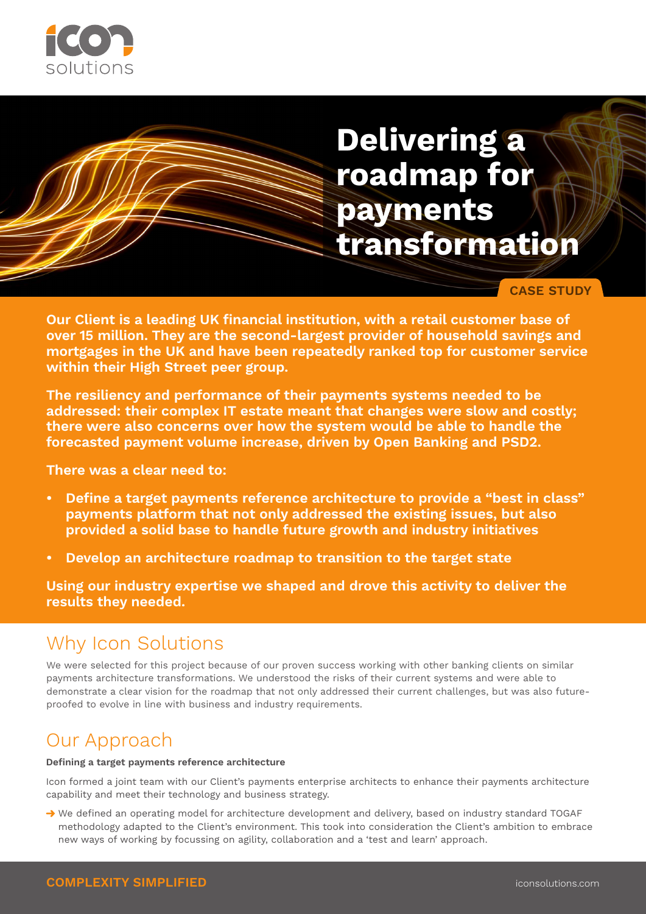# Delivering a roadmap for payments transformation

CASE STUDY

**Our Client is a leading UK financial institution, with a retail customer base of over 15 million. They are the second-largest provider of household savings and mortgages in the UK and have been repeatedly ranked top for customer service within their High Street peer group.**

**The resiliency and performance of their payments systems needed to be addressed: their complex IT estate meant that changes were slow and costly; there were also concerns over how the system would be able to handle the forecasted payment volume increase, driven by Open Banking and PSD2.**

**There was a clear need to:**

- **Define a target payments reference architecture to provide a "best in class" payments platform that not only addressed the existing issues, but also provided a solid base to handle future growth and industry initiatives**
- **Develop an architecture roadmap to transition to the target state**

**Using our industry expertise we shaped and drove this activity to deliver the results they needed.**

## Why Icon Solutions

We were selected for this project because of our proven success working with other banking clients on similar payments architecture transformations. We understood the risks of their current systems and were able to demonstrate a clear vision for the roadmap that not only addressed their current challenges, but was also future-proofed to evolve in line with business and industry requirements.

## Our Approach

**Defining a target payments reference architecture**

Icon formed a joint team with our Client's payments enterprise architects to enhance their payments architecture capability and meet their technology and business strategy.

- We defined an operating model for architecture development and delivery, based on industry standard TOGAF methodology adapted to the Client's environment. This took into consideration the Client's ambition to embrace new ways of working by focussing on agility, collaboration and a 'test and learn' approach.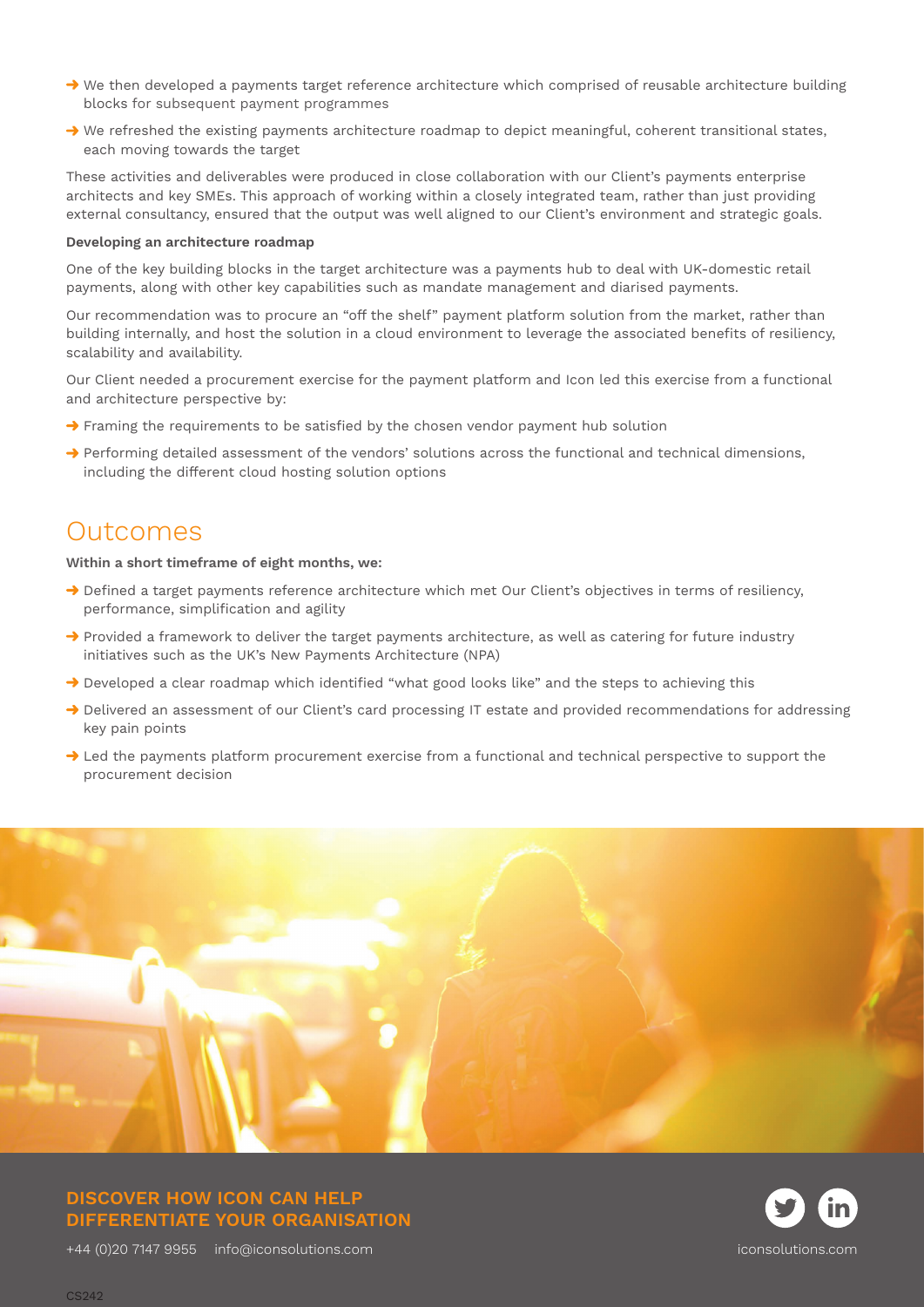- We then developed a payments target reference architecture which comprised of reusable architecture building blocks for subsequent payment programmes
- We refreshed the existing payments architecture roadmap to depict meaningful, coherent transitional states, each moving towards the target

These activities and deliverables were produced in close collaboration with our Client's payments enterprise architects and key SMEs. This approach of working within a closely integrated team, rather than just providing external consultancy, ensured that the output was well aligned to our Client's environment and strategic goals.

**Developing an architecture roadmap**

One of the key building blocks in the target architecture was a payments hub to deal with UK-domestic retail payments, along with other key capabilities such as mandate management and diarised payments.

Our recommendation was to procure an "off the shelf" payment platform solution from the market, rather than building internally, and host the solution in a cloud environment to leverage the associated benefits of resiliency, scalability and availability.

Our Client needed a procurement exercise for the payment platform and Icon led this exercise from a functional and architecture perspective by:

- Framing the requirements to be satisfied by the chosen vendor payment hub solution
- Performing detailed assessment of the vendors' solutions across the functional and technical dimensions, including the different cloud hosting solution options

## Outcomes

**Within a short timeframe of eight months, we:**

- Defined a target payments reference architecture which met Our Client's objectives in terms of resiliency, performance, simplification and agility
- Provided a framework to deliver the target payments architecture, as well as catering for future industry initiatives such as the UK's New Payments Architecture (NPA)
- Developed a clear roadmap which identified "what good looks like" and the steps to achieving this
- Delivered an assessment of our Client's card processing IT estate and provided recommendations for addressing key pain points
- Led the payments platform procurement exercise from a functional and technical perspective to support the procurement decision

**DISCOVER HOW ICON CAN HELP DIFFERENTIATE YOUR ORGANISATION**

+44 (0)20 7147 9955 info@iconsolutions.com

iconsolutions.com

CS242